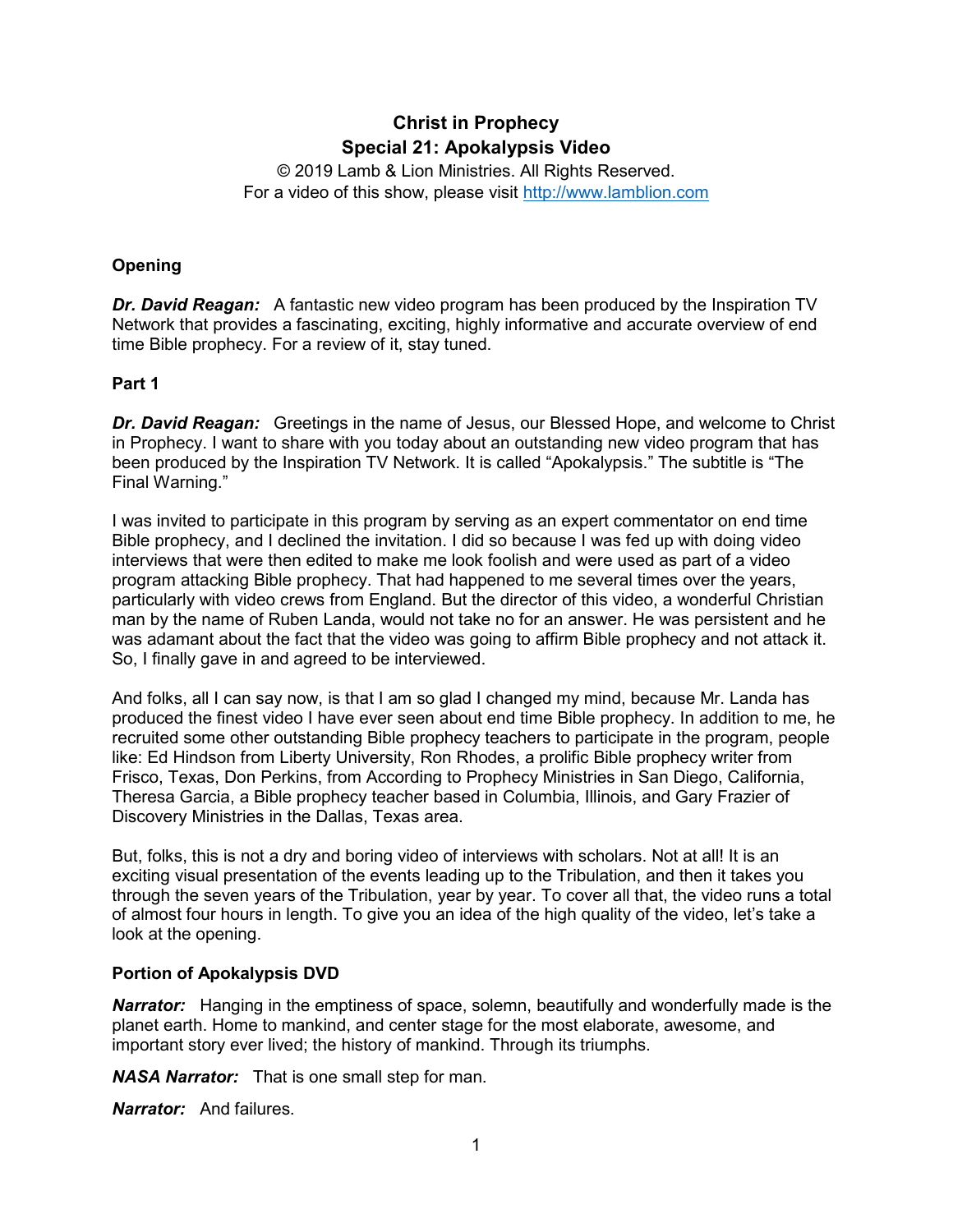# Christ in Prophecy
## Special 21: Apokalypsis Video

© 2019 Lamb & Lion Ministries. All Rights Reserved.
For a video of this show, please visit http://www.lamblion.com

### Opening

***Dr. David Reagan:*** A fantastic new video program has been produced by the Inspiration TV Network that provides a fascinating, exciting, highly informative and accurate overview of end time Bible prophecy. For a review of it, stay tuned.

### Part 1

***Dr. David Reagan:*** Greetings in the name of Jesus, our Blessed Hope, and welcome to Christ in Prophecy. I want to share with you today about an outstanding new video program that has been produced by the Inspiration TV Network. It is called "Apokalypsis." The subtitle is "The Final Warning."

I was invited to participate in this program by serving as an expert commentator on end time Bible prophecy, and I declined the invitation. I did so because I was fed up with doing video interviews that were then edited to make me look foolish and were used as part of a video program attacking Bible prophecy. That had happened to me several times over the years, particularly with video crews from England. But the director of this video, a wonderful Christian man by the name of Ruben Landa, would not take no for an answer. He was persistent and he was adamant about the fact that the video was going to affirm Bible prophecy and not attack it. So, I finally gave in and agreed to be interviewed.

And folks, all I can say now, is that I am so glad I changed my mind, because Mr. Landa has produced the finest video I have ever seen about end time Bible prophecy. In addition to me, he recruited some other outstanding Bible prophecy teachers to participate in the program, people like: Ed Hindson from Liberty University, Ron Rhodes, a prolific Bible prophecy writer from Frisco, Texas, Don Perkins, from According to Prophecy Ministries in San Diego, California, Theresa Garcia, a Bible prophecy teacher based in Columbia, Illinois, and Gary Frazier of Discovery Ministries in the Dallas, Texas area.

But, folks, this is not a dry and boring video of interviews with scholars. Not at all! It is an exciting visual presentation of the events leading up to the Tribulation, and then it takes you through the seven years of the Tribulation, year by year. To cover all that, the video runs a total of almost four hours in length. To give you an idea of the high quality of the video, let's take a look at the opening.

### Portion of Apokalypsis DVD

***Narrator:*** Hanging in the emptiness of space, solemn, beautifully and wonderfully made is the planet earth. Home to mankind, and center stage for the most elaborate, awesome, and important story ever lived; the history of mankind. Through its triumphs.

***NASA Narrator:*** That is one small step for man.

***Narrator:*** And failures.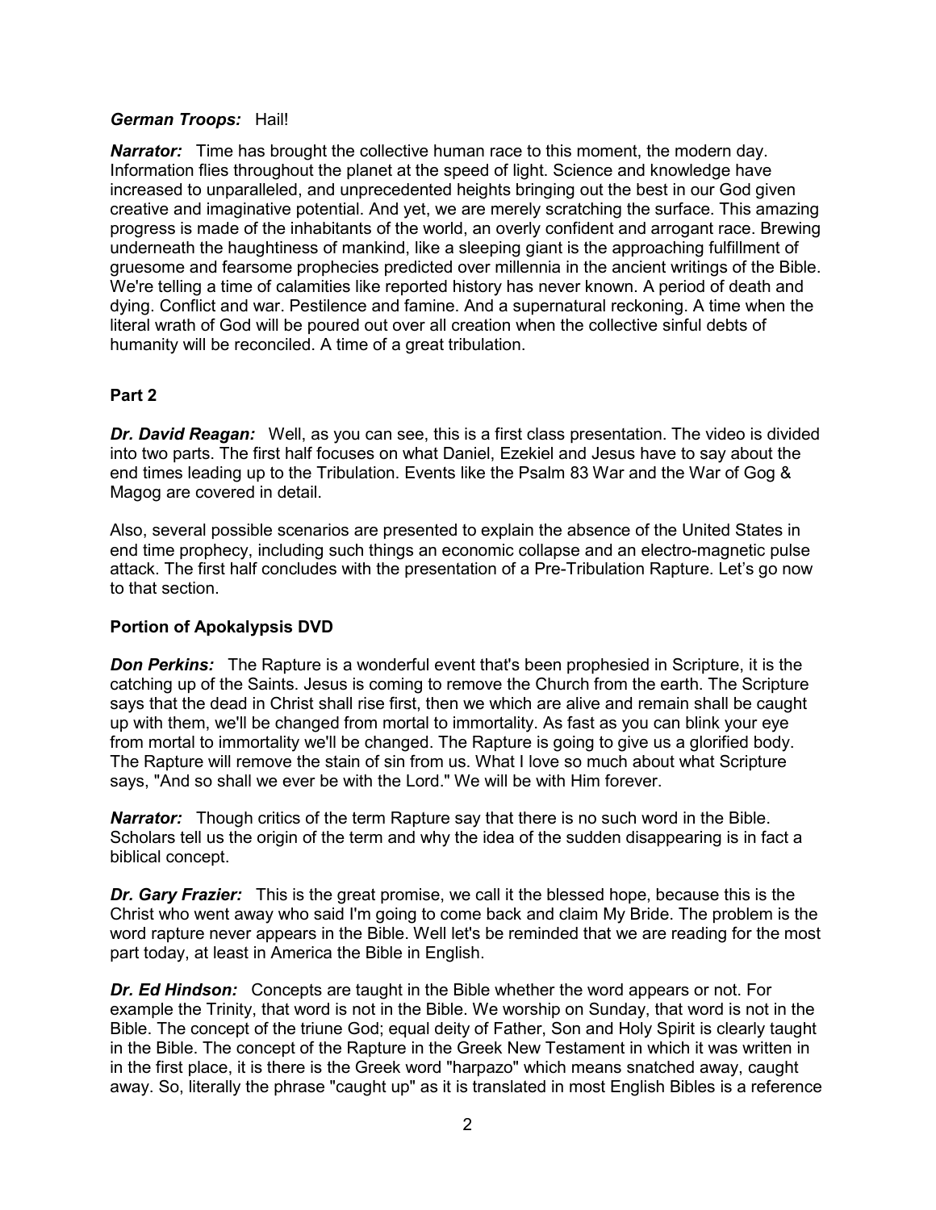***German Troops:*** Hail!

***Narrator:*** Time has brought the collective human race to this moment, the modern day. Information flies throughout the planet at the speed of light. Science and knowledge have increased to unparalleled, and unprecedented heights bringing out the best in our God given creative and imaginative potential. And yet, we are merely scratching the surface. This amazing progress is made of the inhabitants of the world, an overly confident and arrogant race. Brewing underneath the haughtiness of mankind, like a sleeping giant is the approaching fulfillment of gruesome and fearsome prophecies predicted over millennia in the ancient writings of the Bible. We're telling a time of calamities like reported history has never known. A period of death and dying. Conflict and war. Pestilence and famine. And a supernatural reckoning. A time when the literal wrath of God will be poured out over all creation when the collective sinful debts of humanity will be reconciled. A time of a great tribulation.

**Part 2**

***Dr. David Reagan:*** Well, as you can see, this is a first class presentation. The video is divided into two parts. The first half focuses on what Daniel, Ezekiel and Jesus have to say about the end times leading up to the Tribulation. Events like the Psalm 83 War and the War of Gog & Magog are covered in detail.

Also, several possible scenarios are presented to explain the absence of the United States in end time prophecy, including such things an economic collapse and an electro-magnetic pulse attack. The first half concludes with the presentation of a Pre-Tribulation Rapture. Let's go now to that section.

**Portion of Apokalypsis DVD**

***Don Perkins:*** The Rapture is a wonderful event that's been prophesied in Scripture, it is the catching up of the Saints. Jesus is coming to remove the Church from the earth. The Scripture says that the dead in Christ shall rise first, then we which are alive and remain shall be caught up with them, we'll be changed from mortal to immortality. As fast as you can blink your eye from mortal to immortality we'll be changed. The Rapture is going to give us a glorified body. The Rapture will remove the stain of sin from us. What I love so much about what Scripture says, "And so shall we ever be with the Lord." We will be with Him forever.

***Narrator:*** Though critics of the term Rapture say that there is no such word in the Bible. Scholars tell us the origin of the term and why the idea of the sudden disappearing is in fact a biblical concept.

***Dr. Gary Frazier:*** This is the great promise, we call it the blessed hope, because this is the Christ who went away who said I'm going to come back and claim My Bride. The problem is the word rapture never appears in the Bible. Well let's be reminded that we are reading for the most part today, at least in America the Bible in English.

***Dr. Ed Hindson:*** Concepts are taught in the Bible whether the word appears or not. For example the Trinity, that word is not in the Bible. We worship on Sunday, that word is not in the Bible. The concept of the triune God; equal deity of Father, Son and Holy Spirit is clearly taught in the Bible. The concept of the Rapture in the Greek New Testament in which it was written in in the first place, it is there is the Greek word "harpazo" which means snatched away, caught away. So, literally the phrase "caught up" as it is translated in most English Bibles is a reference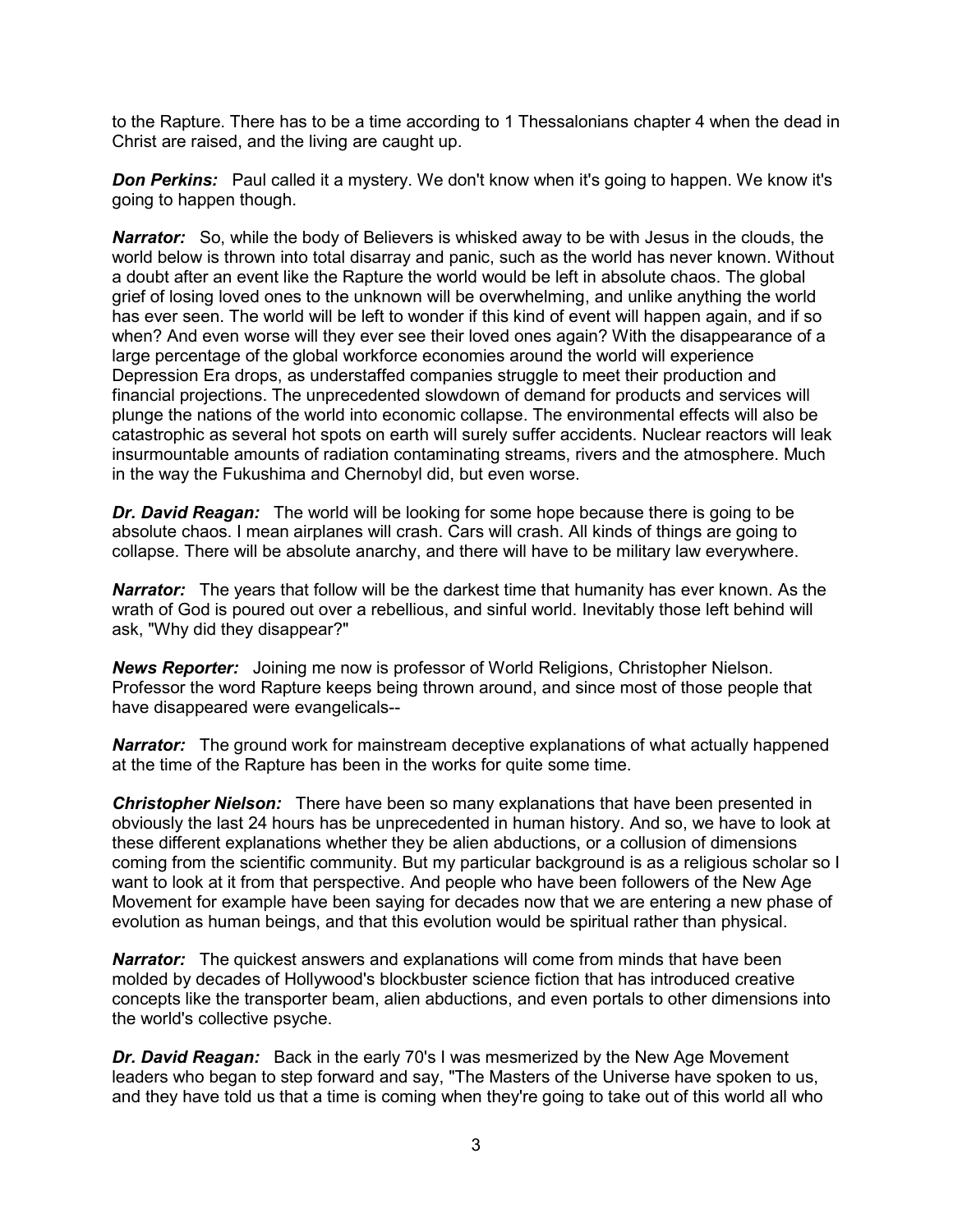to the Rapture. There has to be a time according to 1 Thessalonians chapter 4 when the dead in Christ are raised, and the living are caught up.

***Don Perkins:*** Paul called it a mystery. We don't know when it's going to happen. We know it's going to happen though.

***Narrator:*** So, while the body of Believers is whisked away to be with Jesus in the clouds, the world below is thrown into total disarray and panic, such as the world has never known. Without a doubt after an event like the Rapture the world would be left in absolute chaos. The global grief of losing loved ones to the unknown will be overwhelming, and unlike anything the world has ever seen. The world will be left to wonder if this kind of event will happen again, and if so when? And even worse will they ever see their loved ones again? With the disappearance of a large percentage of the global workforce economies around the world will experience Depression Era drops, as understaffed companies struggle to meet their production and financial projections. The unprecedented slowdown of demand for products and services will plunge the nations of the world into economic collapse. The environmental effects will also be catastrophic as several hot spots on earth will surely suffer accidents. Nuclear reactors will leak insurmountable amounts of radiation contaminating streams, rivers and the atmosphere. Much in the way the Fukushima and Chernobyl did, but even worse.

***Dr. David Reagan:*** The world will be looking for some hope because there is going to be absolute chaos. I mean airplanes will crash. Cars will crash. All kinds of things are going to collapse. There will be absolute anarchy, and there will have to be military law everywhere.

***Narrator:*** The years that follow will be the darkest time that humanity has ever known. As the wrath of God is poured out over a rebellious, and sinful world. Inevitably those left behind will ask, "Why did they disappear?"

***News Reporter:*** Joining me now is professor of World Religions, Christopher Nielson. Professor the word Rapture keeps being thrown around, and since most of those people that have disappeared were evangelicals--

***Narrator:*** The ground work for mainstream deceptive explanations of what actually happened at the time of the Rapture has been in the works for quite some time.

***Christopher Nielson:*** There have been so many explanations that have been presented in obviously the last 24 hours has be unprecedented in human history. And so, we have to look at these different explanations whether they be alien abductions, or a collusion of dimensions coming from the scientific community. But my particular background is as a religious scholar so I want to look at it from that perspective. And people who have been followers of the New Age Movement for example have been saying for decades now that we are entering a new phase of evolution as human beings, and that this evolution would be spiritual rather than physical.

***Narrator:*** The quickest answers and explanations will come from minds that have been molded by decades of Hollywood's blockbuster science fiction that has introduced creative concepts like the transporter beam, alien abductions, and even portals to other dimensions into the world's collective psyche.

***Dr. David Reagan:*** Back in the early 70's I was mesmerized by the New Age Movement leaders who began to step forward and say, "The Masters of the Universe have spoken to us, and they have told us that a time is coming when they're going to take out of this world all who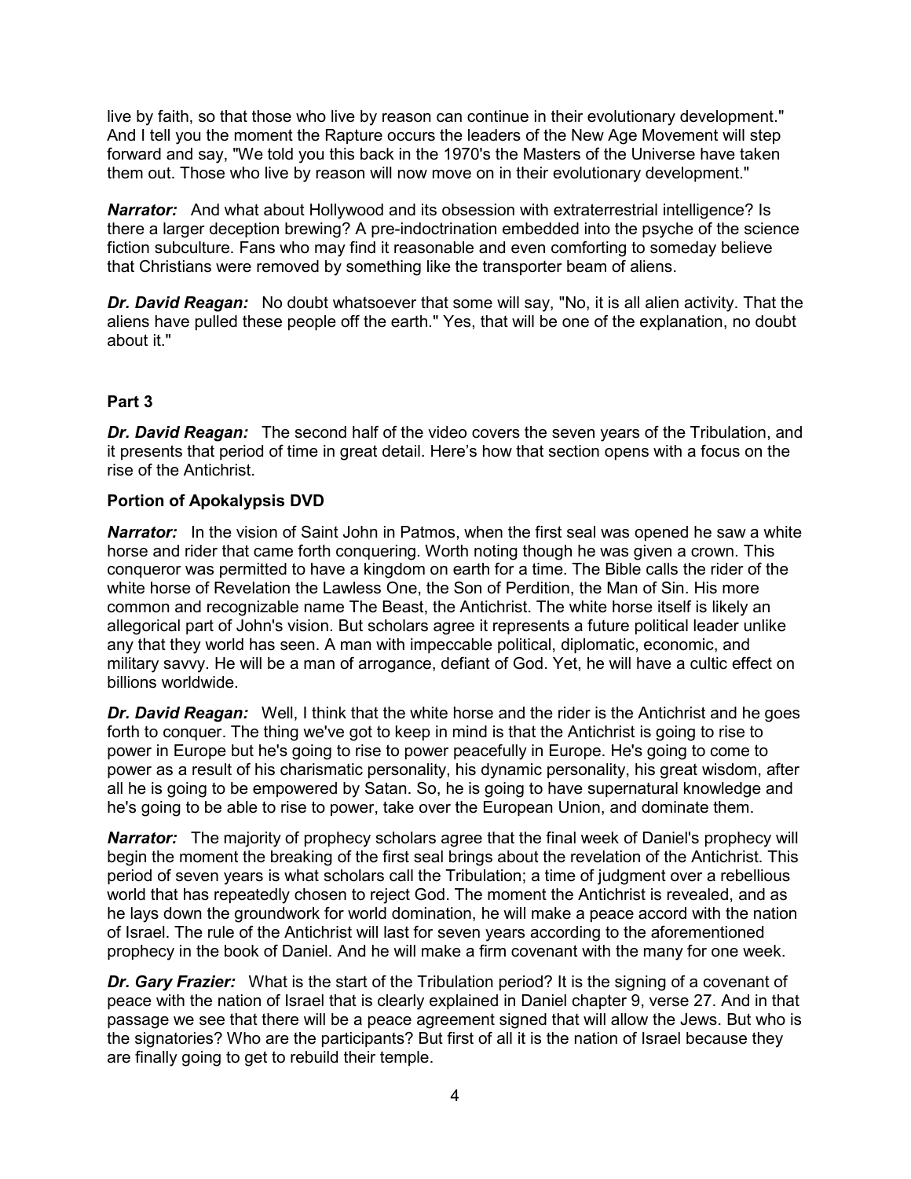live by faith, so that those who live by reason can continue in their evolutionary development." And I tell you the moment the Rapture occurs the leaders of the New Age Movement will step forward and say, "We told you this back in the 1970's the Masters of the Universe have taken them out. Those who live by reason will now move on in their evolutionary development."

***Narrator:*** And what about Hollywood and its obsession with extraterrestrial intelligence? Is there a larger deception brewing? A pre-indoctrination embedded into the psyche of the science fiction subculture. Fans who may find it reasonable and even comforting to someday believe that Christians were removed by something like the transporter beam of aliens.

***Dr. David Reagan:*** No doubt whatsoever that some will say, "No, it is all alien activity. That the aliens have pulled these people off the earth." Yes, that will be one of the explanation, no doubt about it."

**Part 3**

***Dr. David Reagan:*** The second half of the video covers the seven years of the Tribulation, and it presents that period of time in great detail. Here's how that section opens with a focus on the rise of the Antichrist.

**Portion of Apokalypsis DVD**

***Narrator:*** In the vision of Saint John in Patmos, when the first seal was opened he saw a white horse and rider that came forth conquering. Worth noting though he was given a crown. This conqueror was permitted to have a kingdom on earth for a time. The Bible calls the rider of the white horse of Revelation the Lawless One, the Son of Perdition, the Man of Sin. His more common and recognizable name The Beast, the Antichrist. The white horse itself is likely an allegorical part of John's vision. But scholars agree it represents a future political leader unlike any that they world has seen. A man with impeccable political, diplomatic, economic, and military savvy. He will be a man of arrogance, defiant of God. Yet, he will have a cultic effect on billions worldwide.

***Dr. David Reagan:*** Well, I think that the white horse and the rider is the Antichrist and he goes forth to conquer. The thing we've got to keep in mind is that the Antichrist is going to rise to power in Europe but he's going to rise to power peacefully in Europe. He's going to come to power as a result of his charismatic personality, his dynamic personality, his great wisdom, after all he is going to be empowered by Satan. So, he is going to have supernatural knowledge and he's going to be able to rise to power, take over the European Union, and dominate them.

***Narrator:*** The majority of prophecy scholars agree that the final week of Daniel's prophecy will begin the moment the breaking of the first seal brings about the revelation of the Antichrist. This period of seven years is what scholars call the Tribulation; a time of judgment over a rebellious world that has repeatedly chosen to reject God. The moment the Antichrist is revealed, and as he lays down the groundwork for world domination, he will make a peace accord with the nation of Israel. The rule of the Antichrist will last for seven years according to the aforementioned prophecy in the book of Daniel. And he will make a firm covenant with the many for one week.

***Dr. Gary Frazier:*** What is the start of the Tribulation period? It is the signing of a covenant of peace with the nation of Israel that is clearly explained in Daniel chapter 9, verse 27. And in that passage we see that there will be a peace agreement signed that will allow the Jews. But who is the signatories? Who are the participants? But first of all it is the nation of Israel because they are finally going to get to rebuild their temple.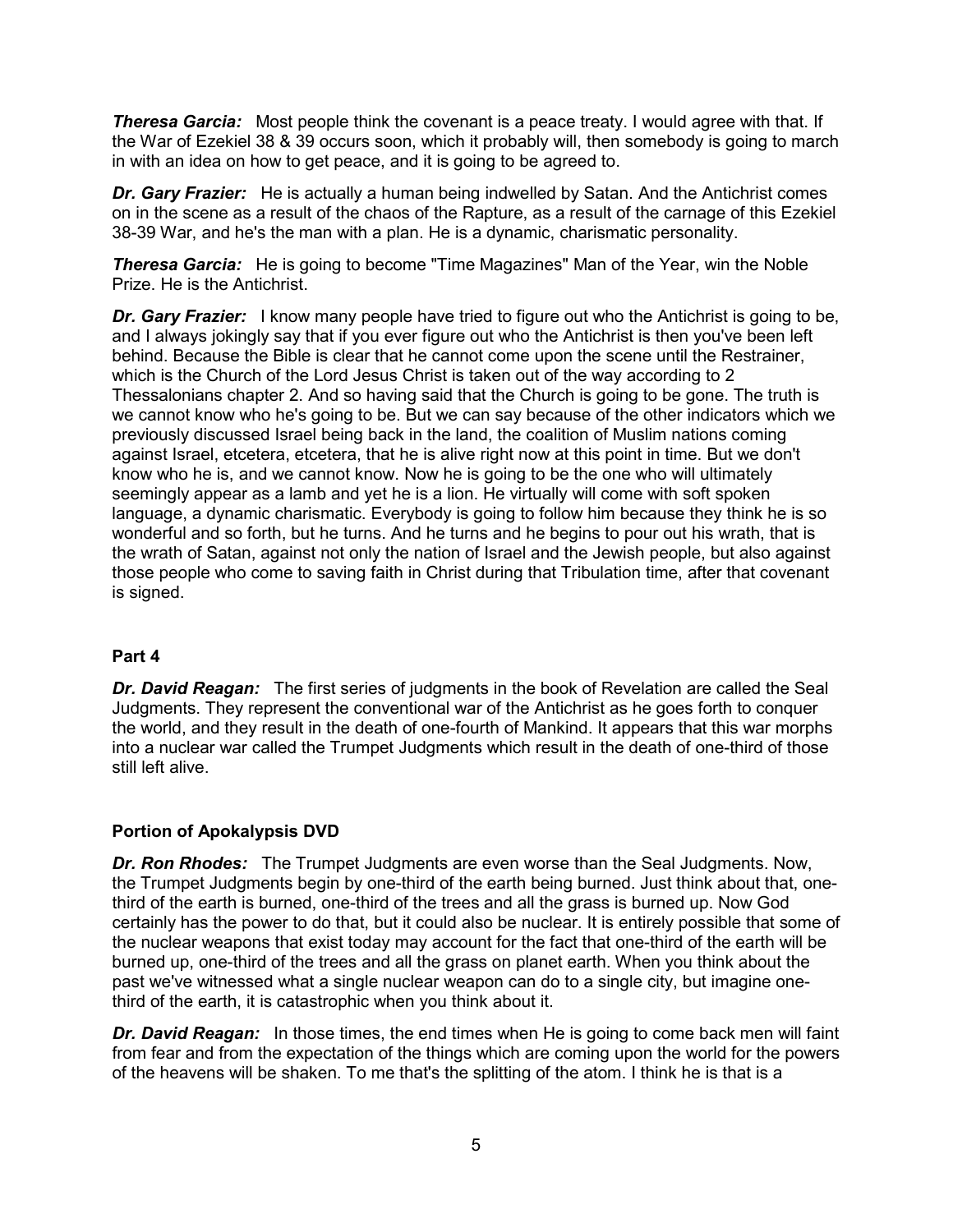***Theresa Garcia:*** Most people think the covenant is a peace treaty. I would agree with that. If the War of Ezekiel 38 & 39 occurs soon, which it probably will, then somebody is going to march in with an idea on how to get peace, and it is going to be agreed to.

***Dr. Gary Frazier:*** He is actually a human being indwelled by Satan. And the Antichrist comes on in the scene as a result of the chaos of the Rapture, as a result of the carnage of this Ezekiel 38-39 War, and he's the man with a plan. He is a dynamic, charismatic personality.

***Theresa Garcia:*** He is going to become "Time Magazines" Man of the Year, win the Noble Prize. He is the Antichrist.

***Dr. Gary Frazier:*** I know many people have tried to figure out who the Antichrist is going to be, and I always jokingly say that if you ever figure out who the Antichrist is then you've been left behind. Because the Bible is clear that he cannot come upon the scene until the Restrainer, which is the Church of the Lord Jesus Christ is taken out of the way according to 2 Thessalonians chapter 2. And so having said that the Church is going to be gone. The truth is we cannot know who he's going to be. But we can say because of the other indicators which we previously discussed Israel being back in the land, the coalition of Muslim nations coming against Israel, etcetera, etcetera, that he is alive right now at this point in time. But we don't know who he is, and we cannot know. Now he is going to be the one who will ultimately seemingly appear as a lamb and yet he is a lion. He virtually will come with soft spoken language, a dynamic charismatic. Everybody is going to follow him because they think he is so wonderful and so forth, but he turns. And he turns and he begins to pour out his wrath, that is the wrath of Satan, against not only the nation of Israel and the Jewish people, but also against those people who come to saving faith in Christ during that Tribulation time, after that covenant is signed.

**Part 4**

***Dr. David Reagan:*** The first series of judgments in the book of Revelation are called the Seal Judgments. They represent the conventional war of the Antichrist as he goes forth to conquer the world, and they result in the death of one-fourth of Mankind. It appears that this war morphs into a nuclear war called the Trumpet Judgments which result in the death of one-third of those still left alive.

**Portion of Apokalypsis DVD**

***Dr. Ron Rhodes:*** The Trumpet Judgments are even worse than the Seal Judgments. Now, the Trumpet Judgments begin by one-third of the earth being burned. Just think about that, one-third of the earth is burned, one-third of the trees and all the grass is burned up. Now God certainly has the power to do that, but it could also be nuclear. It is entirely possible that some of the nuclear weapons that exist today may account for the fact that one-third of the earth will be burned up, one-third of the trees and all the grass on planet earth. When you think about the past we've witnessed what a single nuclear weapon can do to a single city, but imagine one-third of the earth, it is catastrophic when you think about it.

***Dr. David Reagan:*** In those times, the end times when He is going to come back men will faint from fear and from the expectation of the things which are coming upon the world for the powers of the heavens will be shaken. To me that's the splitting of the atom. I think he is that is a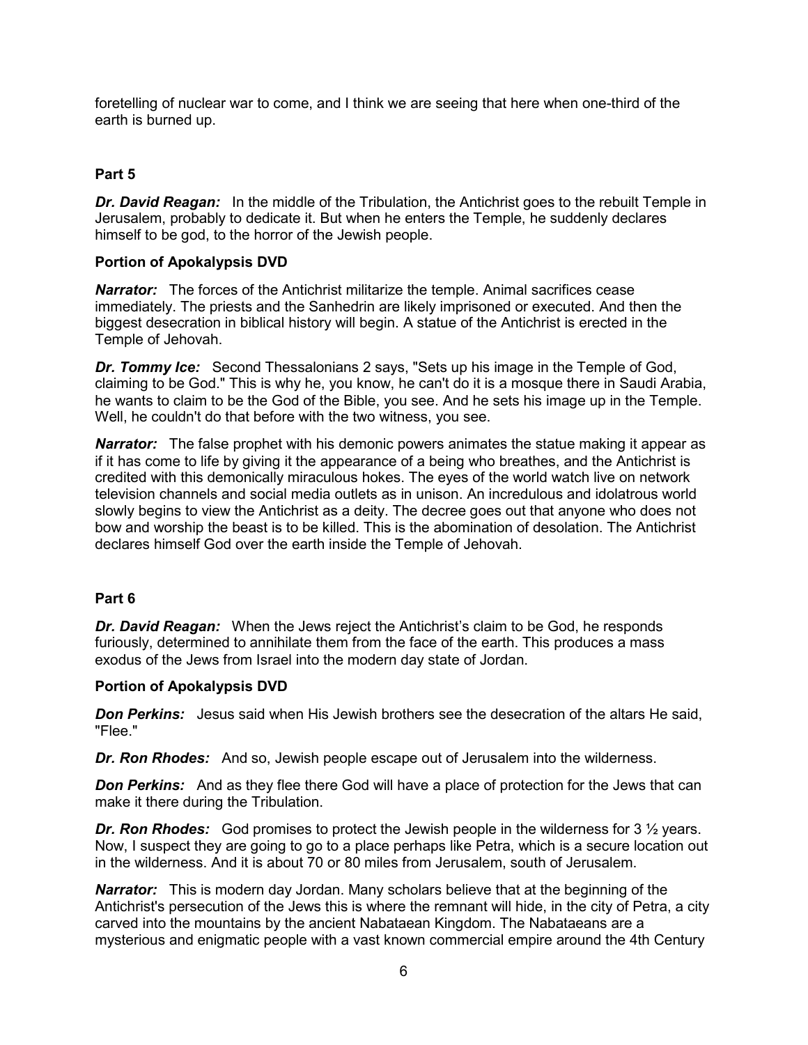foretelling of nuclear war to come, and I think we are seeing that here when one-third of the earth is burned up.

## Part 5

***Dr. David Reagan:*** In the middle of the Tribulation, the Antichrist goes to the rebuilt Temple in Jerusalem, probably to dedicate it. But when he enters the Temple, he suddenly declares himself to be god, to the horror of the Jewish people.

### Portion of Apokalypsis DVD

***Narrator:*** The forces of the Antichrist militarize the temple. Animal sacrifices cease immediately. The priests and the Sanhedrin are likely imprisoned or executed. And then the biggest desecration in biblical history will begin. A statue of the Antichrist is erected in the Temple of Jehovah.

***Dr. Tommy Ice:*** Second Thessalonians 2 says, "Sets up his image in the Temple of God, claiming to be God." This is why he, you know, he can't do it is a mosque there in Saudi Arabia, he wants to claim to be the God of the Bible, you see. And he sets his image up in the Temple. Well, he couldn't do that before with the two witness, you see.

***Narrator:*** The false prophet with his demonic powers animates the statue making it appear as if it has come to life by giving it the appearance of a being who breathes, and the Antichrist is credited with this demonically miraculous hokes. The eyes of the world watch live on network television channels and social media outlets as in unison. An incredulous and idolatrous world slowly begins to view the Antichrist as a deity. The decree goes out that anyone who does not bow and worship the beast is to be killed. This is the abomination of desolation. The Antichrist declares himself God over the earth inside the Temple of Jehovah.

## Part 6

***Dr. David Reagan:*** When the Jews reject the Antichrist's claim to be God, he responds furiously, determined to annihilate them from the face of the earth. This produces a mass exodus of the Jews from Israel into the modern day state of Jordan.

### Portion of Apokalypsis DVD

***Don Perkins:*** Jesus said when His Jewish brothers see the desecration of the altars He said, "Flee."

***Dr. Ron Rhodes:*** And so, Jewish people escape out of Jerusalem into the wilderness.

***Don Perkins:*** And as they flee there God will have a place of protection for the Jews that can make it there during the Tribulation.

***Dr. Ron Rhodes:*** God promises to protect the Jewish people in the wilderness for 3 ½ years. Now, I suspect they are going to go to a place perhaps like Petra, which is a secure location out in the wilderness. And it is about 70 or 80 miles from Jerusalem, south of Jerusalem.

***Narrator:*** This is modern day Jordan. Many scholars believe that at the beginning of the Antichrist's persecution of the Jews this is where the remnant will hide, in the city of Petra, a city carved into the mountains by the ancient Nabataean Kingdom. The Nabataeans are a mysterious and enigmatic people with a vast known commercial empire around the 4th Century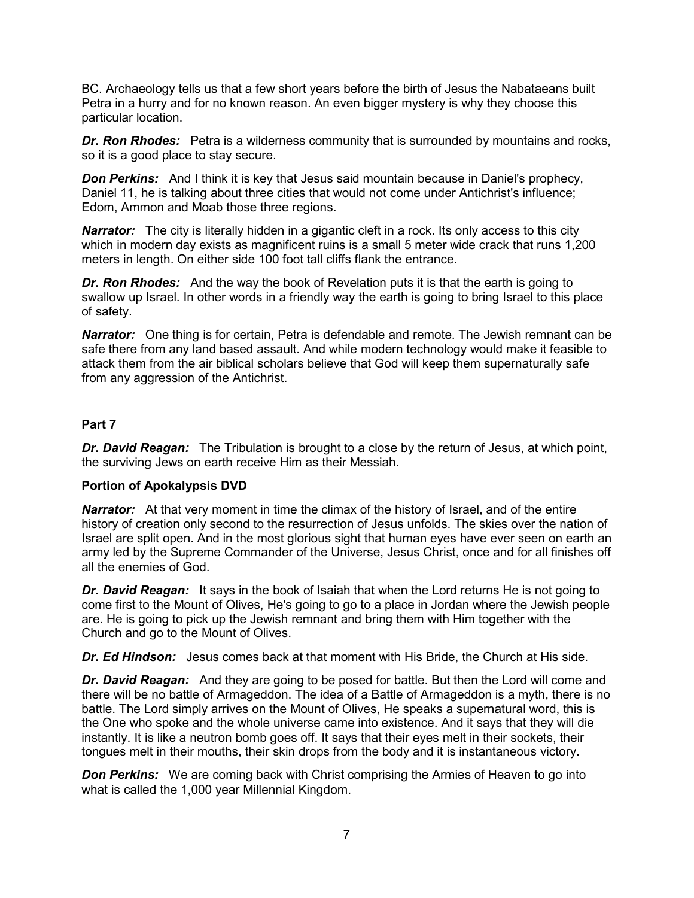BC. Archaeology tells us that a few short years before the birth of Jesus the Nabataeans built Petra in a hurry and for no known reason. An even bigger mystery is why they choose this particular location.

***Dr. Ron Rhodes:*** Petra is a wilderness community that is surrounded by mountains and rocks, so it is a good place to stay secure.

***Don Perkins:*** And I think it is key that Jesus said mountain because in Daniel's prophecy, Daniel 11, he is talking about three cities that would not come under Antichrist's influence; Edom, Ammon and Moab those three regions.

***Narrator:*** The city is literally hidden in a gigantic cleft in a rock. Its only access to this city which in modern day exists as magnificent ruins is a small 5 meter wide crack that runs 1,200 meters in length. On either side 100 foot tall cliffs flank the entrance.

***Dr. Ron Rhodes:*** And the way the book of Revelation puts it is that the earth is going to swallow up Israel. In other words in a friendly way the earth is going to bring Israel to this place of safety.

***Narrator:*** One thing is for certain, Petra is defendable and remote. The Jewish remnant can be safe there from any land based assault. And while modern technology would make it feasible to attack them from the air biblical scholars believe that God will keep them supernaturally safe from any aggression of the Antichrist.

**Part 7**

***Dr. David Reagan:*** The Tribulation is brought to a close by the return of Jesus, at which point, the surviving Jews on earth receive Him as their Messiah.

**Portion of Apokalypsis DVD**

***Narrator:*** At that very moment in time the climax of the history of Israel, and of the entire history of creation only second to the resurrection of Jesus unfolds. The skies over the nation of Israel are split open. And in the most glorious sight that human eyes have ever seen on earth an army led by the Supreme Commander of the Universe, Jesus Christ, once and for all finishes off all the enemies of God.

***Dr. David Reagan:*** It says in the book of Isaiah that when the Lord returns He is not going to come first to the Mount of Olives, He's going to go to a place in Jordan where the Jewish people are. He is going to pick up the Jewish remnant and bring them with Him together with the Church and go to the Mount of Olives.

***Dr. Ed Hindson:*** Jesus comes back at that moment with His Bride, the Church at His side.

***Dr. David Reagan:*** And they are going to be posed for battle. But then the Lord will come and there will be no battle of Armageddon. The idea of a Battle of Armageddon is a myth, there is no battle. The Lord simply arrives on the Mount of Olives, He speaks a supernatural word, this is the One who spoke and the whole universe came into existence. And it says that they will die instantly. It is like a neutron bomb goes off. It says that their eyes melt in their sockets, their tongues melt in their mouths, their skin drops from the body and it is instantaneous victory.

***Don Perkins:*** We are coming back with Christ comprising the Armies of Heaven to go into what is called the 1,000 year Millennial Kingdom.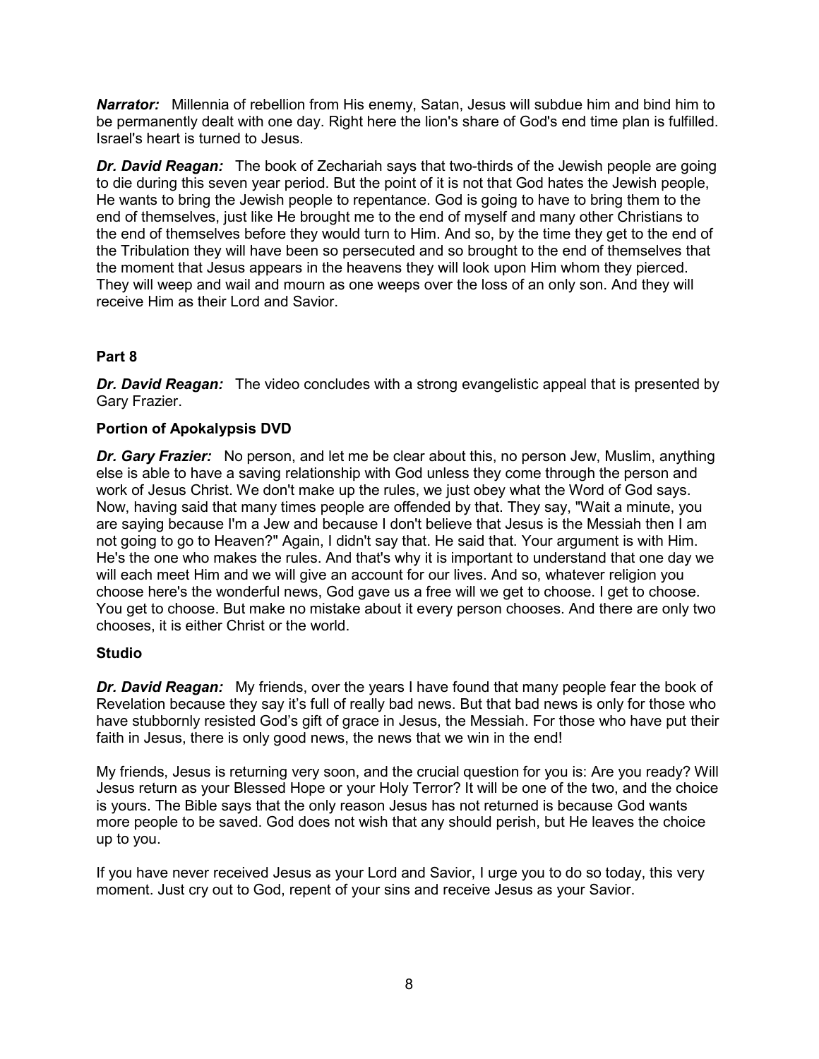***Narrator:*** Millennia of rebellion from His enemy, Satan, Jesus will subdue him and bind him to be permanently dealt with one day. Right here the lion's share of God's end time plan is fulfilled. Israel's heart is turned to Jesus.

***Dr. David Reagan:*** The book of Zechariah says that two-thirds of the Jewish people are going to die during this seven year period. But the point of it is not that God hates the Jewish people, He wants to bring the Jewish people to repentance. God is going to have to bring them to the end of themselves, just like He brought me to the end of myself and many other Christians to the end of themselves before they would turn to Him. And so, by the time they get to the end of the Tribulation they will have been so persecuted and so brought to the end of themselves that the moment that Jesus appears in the heavens they will look upon Him whom they pierced. They will weep and wail and mourn as one weeps over the loss of an only son. And they will receive Him as their Lord and Savior.

**Part 8**

***Dr. David Reagan:*** The video concludes with a strong evangelistic appeal that is presented by Gary Frazier.

**Portion of Apokalypsis DVD**

***Dr. Gary Frazier:*** No person, and let me be clear about this, no person Jew, Muslim, anything else is able to have a saving relationship with God unless they come through the person and work of Jesus Christ. We don't make up the rules, we just obey what the Word of God says. Now, having said that many times people are offended by that. They say, "Wait a minute, you are saying because I'm a Jew and because I don't believe that Jesus is the Messiah then I am not going to go to Heaven?" Again, I didn't say that. He said that. Your argument is with Him. He's the one who makes the rules. And that's why it is important to understand that one day we will each meet Him and we will give an account for our lives. And so, whatever religion you choose here's the wonderful news, God gave us a free will we get to choose. I get to choose. You get to choose. But make no mistake about it every person chooses. And there are only two chooses, it is either Christ or the world.

**Studio**

***Dr. David Reagan:*** My friends, over the years I have found that many people fear the book of Revelation because they say it's full of really bad news. But that bad news is only for those who have stubbornly resisted God's gift of grace in Jesus, the Messiah. For those who have put their faith in Jesus, there is only good news, the news that we win in the end!

My friends, Jesus is returning very soon, and the crucial question for you is: Are you ready? Will Jesus return as your Blessed Hope or your Holy Terror? It will be one of the two, and the choice is yours. The Bible says that the only reason Jesus has not returned is because God wants more people to be saved. God does not wish that any should perish, but He leaves the choice up to you.

If you have never received Jesus as your Lord and Savior, I urge you to do so today, this very moment. Just cry out to God, repent of your sins and receive Jesus as your Savior.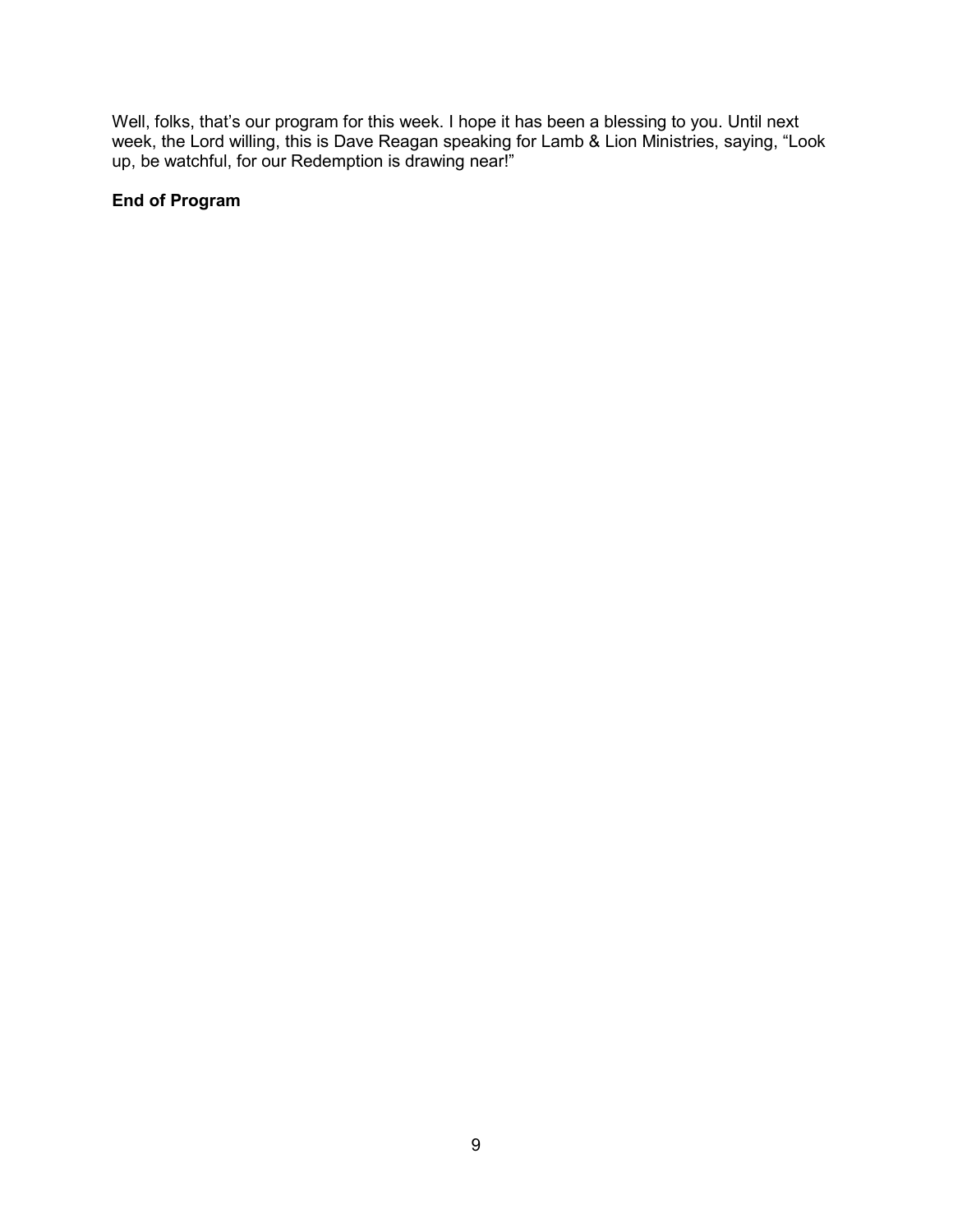Well, folks, that's our program for this week. I hope it has been a blessing to you. Until next week, the Lord willing, this is Dave Reagan speaking for Lamb & Lion Ministries, saying, "Look up, be watchful, for our Redemption is drawing near!"

**End of Program**